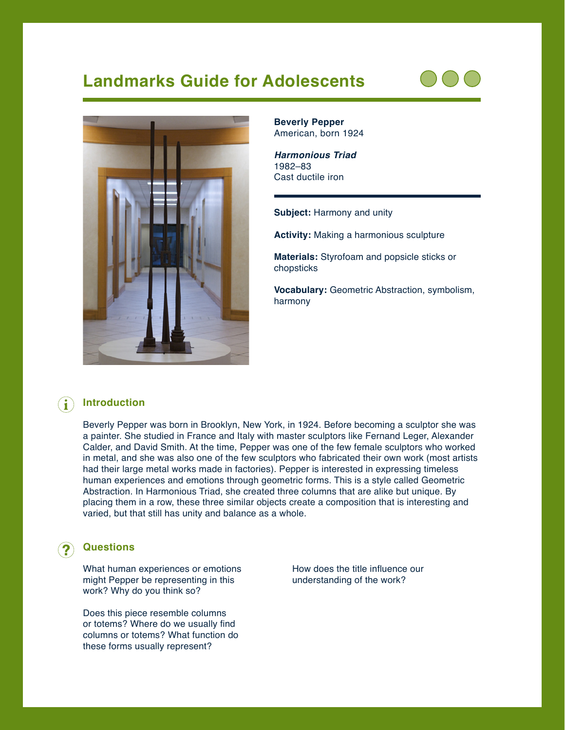# Landmarks Guide for Adolescents

**Beverly Pepper**
American, born 1924

***Harmonious Triad***
1982–83
Cast ductile iron

**Subject:** Harmony and unity

**Activity:** Making a harmonious sculpture

**Materials:** Styrofoam and popsicle sticks or chopsticks

**Vocabulary:** Geometric Abstraction, symbolism, harmony

## Introduction

Beverly Pepper was born in Brooklyn, New York, in 1924. Before becoming a sculptor she was a painter. She studied in France and Italy with master sculptors like Fernand Leger, Alexander Calder, and David Smith. At the time, Pepper was one of the few female sculptors who worked in metal, and she was also one of the few sculptors who fabricated their own work (most artists had their large metal works made in factories). Pepper is interested in expressing timeless human experiences and emotions through geometric forms. This is a style called Geometric Abstraction. In Harmonious Triad, she created three columns that are alike but unique. By placing them in a row, these three similar objects create a composition that is interesting and varied, but that still has unity and balance as a whole.

## Questions

What human experiences or emotions might Pepper be representing in this work? Why do you think so?

Does this piece resemble columns or totems? Where do we usually find columns or totems? What function do these forms usually represent?

How does the title influence our understanding of the work?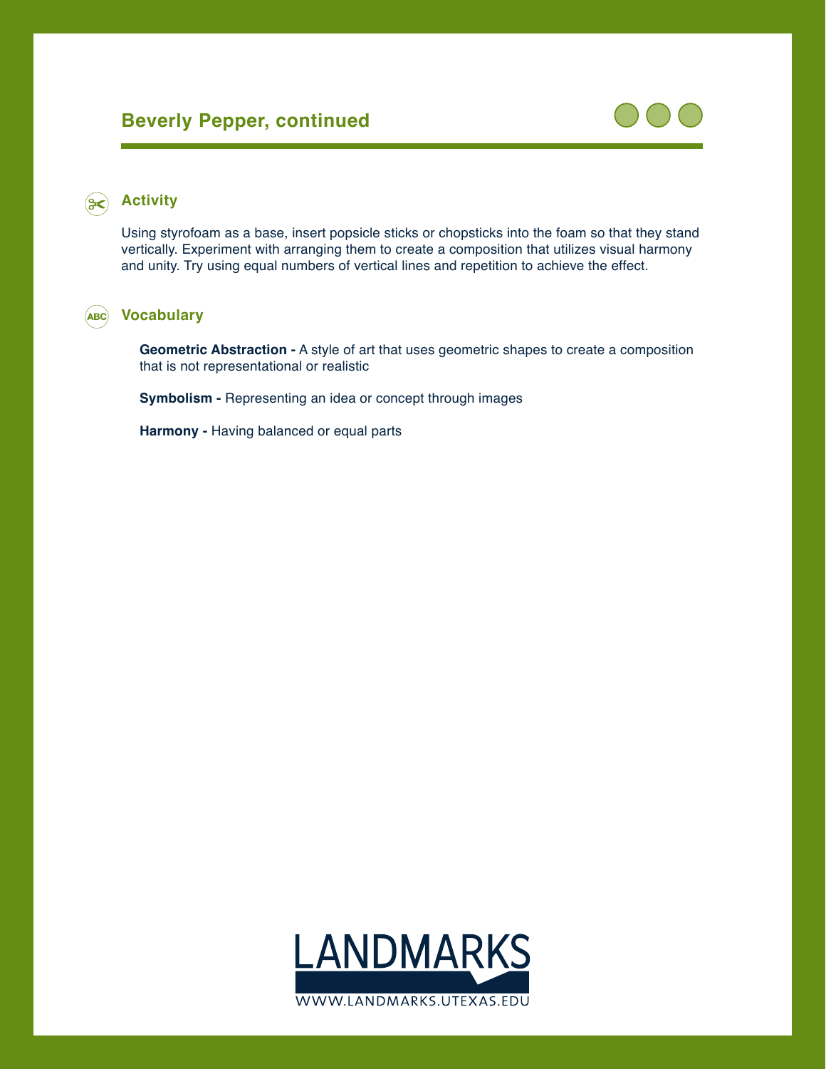## Beverly Pepper, continued

### Activity

Using styrofoam as a base, insert popsicle sticks or chopsticks into the foam so that they stand vertically. Experiment with arranging them to create a composition that utilizes visual harmony and unity. Try using equal numbers of vertical lines and repetition to achieve the effect.

### Vocabulary

**Geometric Abstraction -** A style of art that uses geometric shapes to create a composition that is not representational or realistic

**Symbolism -** Representing an idea or concept through images

**Harmony -** Having balanced or equal parts

LANDMARKS

WWW.LANDMARKS.UTEXAS.EDU